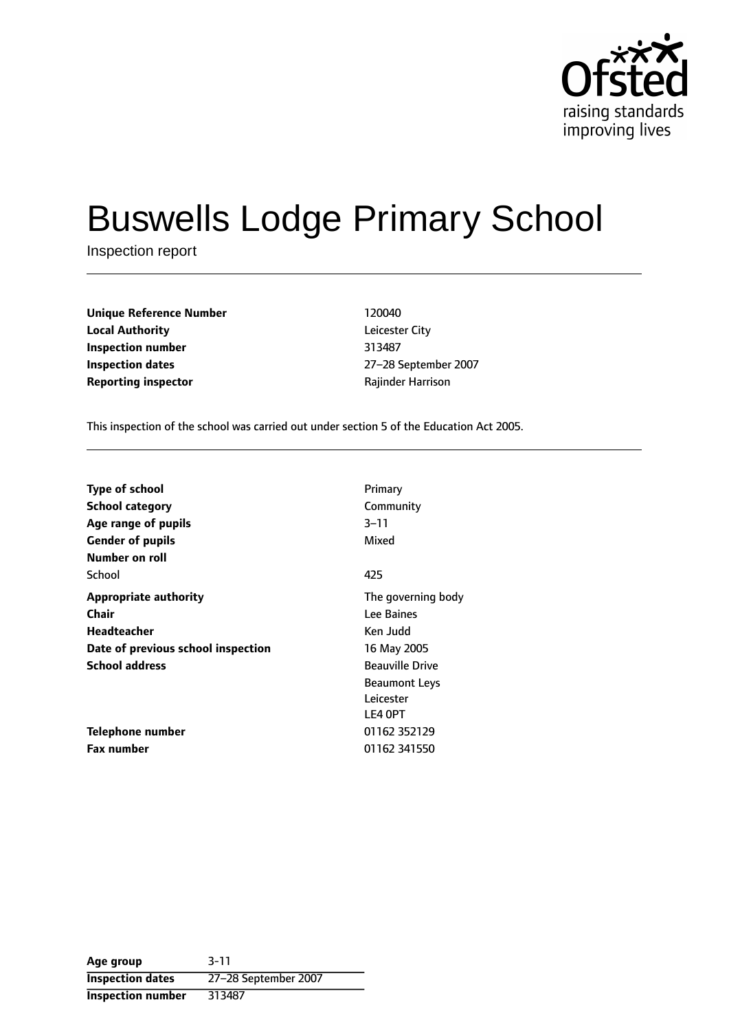# Buswells Lodge Primary School

Inspection report

| | |
|---|---|
| **Unique Reference Number** | 120040 |
| **Local Authority** | Leicester City |
| **Inspection number** | 313487 |
| **Inspection dates** | 27–28 September 2007 |
| **Reporting inspector** | Rajinder Harrison |

This inspection of the school was carried out under section 5 of the Education Act 2005.

| | |
|---|---|
| **Type of school** | Primary |
| **School category** | Community |
| **Age range of pupils** | 3–11 |
| **Gender of pupils** | Mixed |
| **Number on roll** | |
| School | 425 |
| **Appropriate authority** | The governing body |
| **Chair** | Lee Baines |
| **Headteacher** | Ken Judd |
| **Date of previous school inspection** | 16 May 2005 |
| **School address** | Beauville Drive<br>Beaumont Leys<br>Leicester<br>LE4 0PT |
| **Telephone number** | 01162 352129 |
| **Fax number** | 01162 341550 |

| | |
|---|---|
| **Age group** | 3-11 |
| **Inspection dates** | 27–28 September 2007 |
| **Inspection number** | 313487 |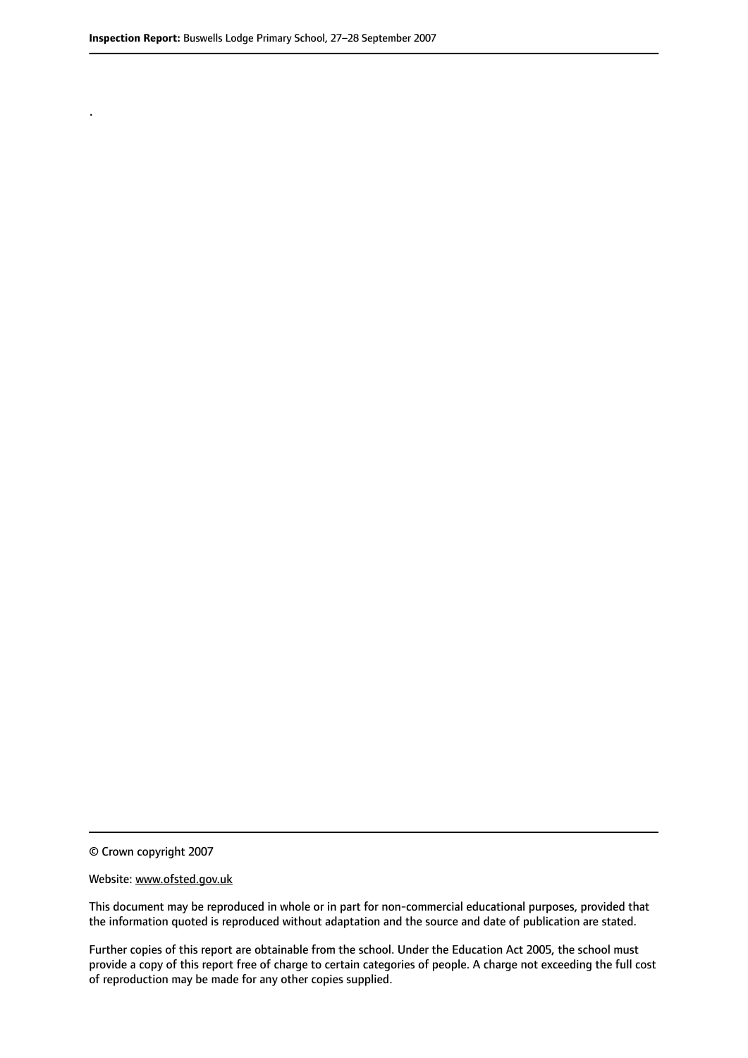.

© Crown copyright 2007

Website: www.ofsted.gov.uk

This document may be reproduced in whole or in part for non-commercial educational purposes, provided that the information quoted is reproduced without adaptation and the source and date of publication are stated.

Further copies of this report are obtainable from the school. Under the Education Act 2005, the school must provide a copy of this report free of charge to certain categories of people. A charge not exceeding the full cost of reproduction may be made for any other copies supplied.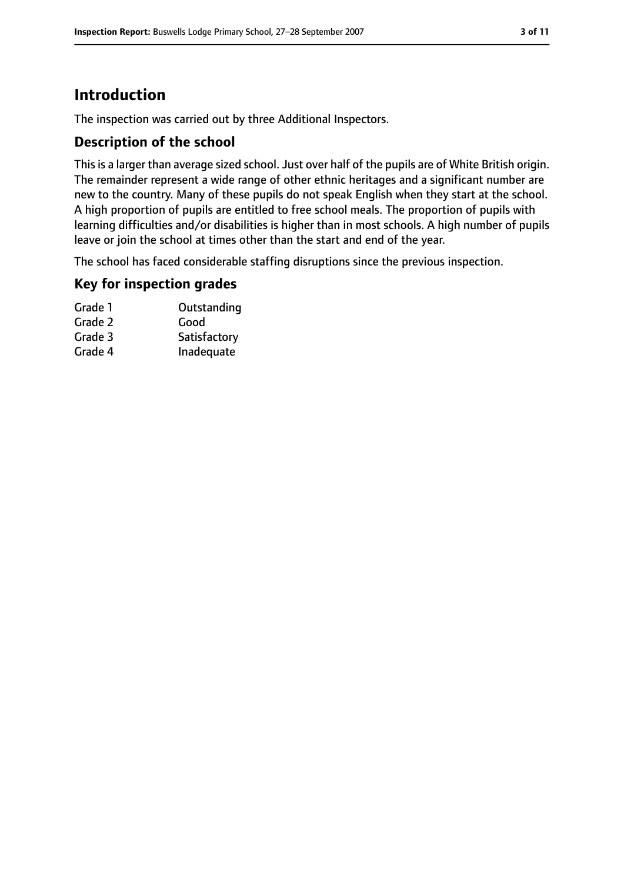# Introduction

The inspection was carried out by three Additional Inspectors.

## Description of the school

This is a larger than average sized school. Just over half of the pupils are of White British origin. The remainder represent a wide range of other ethnic heritages and a significant number are new to the country. Many of these pupils do not speak English when they start at the school. A high proportion of pupils are entitled to free school meals. The proportion of pupils with learning difficulties and/or disabilities is higher than in most schools. A high number of pupils leave or join the school at times other than the start and end of the year.

The school has faced considerable staffing disruptions since the previous inspection.

## Key for inspection grades

| | |
|---|---|
| Grade 1 | Outstanding |
| Grade 2 | Good |
| Grade 3 | Satisfactory |
| Grade 4 | Inadequate |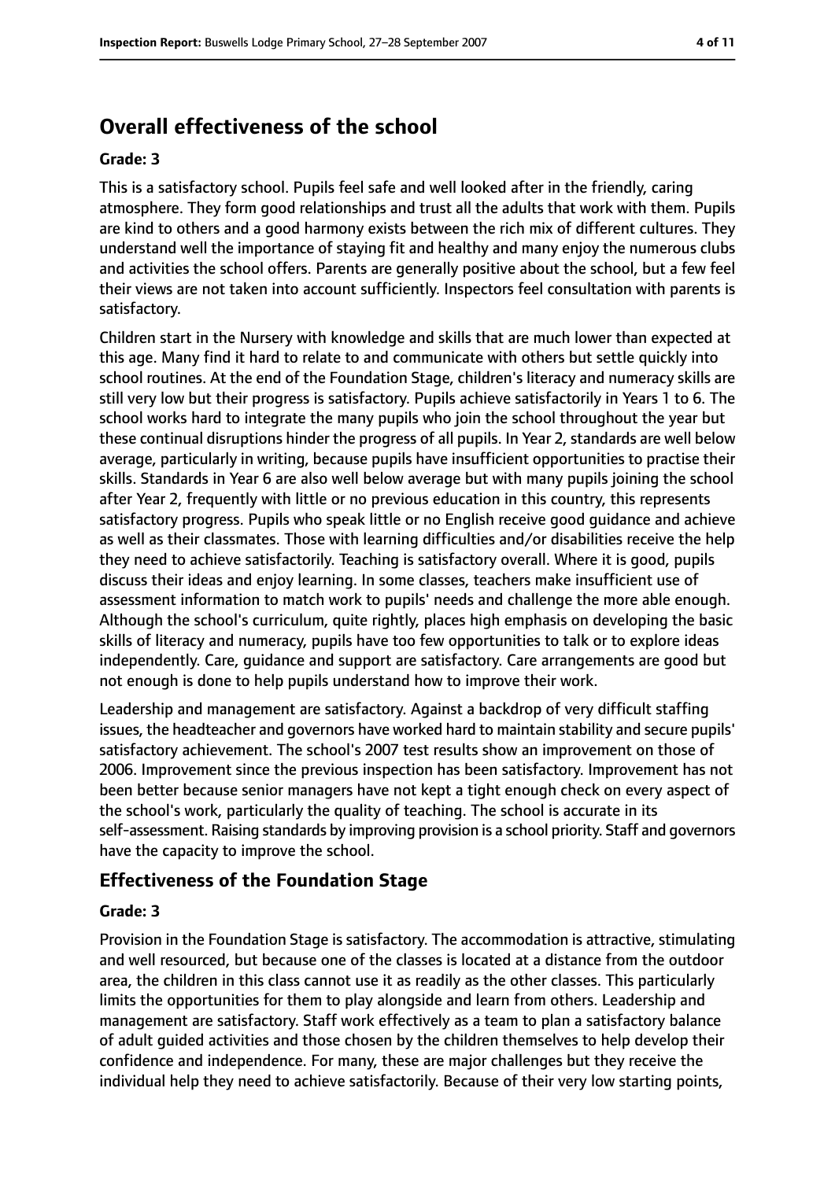## Overall effectiveness of the school

### Grade: 3

This is a satisfactory school. Pupils feel safe and well looked after in the friendly, caring atmosphere. They form good relationships and trust all the adults that work with them. Pupils are kind to others and a good harmony exists between the rich mix of different cultures. They understand well the importance of staying fit and healthy and many enjoy the numerous clubs and activities the school offers. Parents are generally positive about the school, but a few feel their views are not taken into account sufficiently. Inspectors feel consultation with parents is satisfactory.

Children start in the Nursery with knowledge and skills that are much lower than expected at this age. Many find it hard to relate to and communicate with others but settle quickly into school routines. At the end of the Foundation Stage, children's literacy and numeracy skills are still very low but their progress is satisfactory. Pupils achieve satisfactorily in Years 1 to 6. The school works hard to integrate the many pupils who join the school throughout the year but these continual disruptions hinder the progress of all pupils. In Year 2, standards are well below average, particularly in writing, because pupils have insufficient opportunities to practise their skills. Standards in Year 6 are also well below average but with many pupils joining the school after Year 2, frequently with little or no previous education in this country, this represents satisfactory progress. Pupils who speak little or no English receive good guidance and achieve as well as their classmates. Those with learning difficulties and/or disabilities receive the help they need to achieve satisfactorily. Teaching is satisfactory overall. Where it is good, pupils discuss their ideas and enjoy learning. In some classes, teachers make insufficient use of assessment information to match work to pupils' needs and challenge the more able enough. Although the school's curriculum, quite rightly, places high emphasis on developing the basic skills of literacy and numeracy, pupils have too few opportunities to talk or to explore ideas independently. Care, guidance and support are satisfactory. Care arrangements are good but not enough is done to help pupils understand how to improve their work.

Leadership and management are satisfactory. Against a backdrop of very difficult staffing issues, the headteacher and governors have worked hard to maintain stability and secure pupils' satisfactory achievement. The school's 2007 test results show an improvement on those of 2006. Improvement since the previous inspection has been satisfactory. Improvement has not been better because senior managers have not kept a tight enough check on every aspect of the school's work, particularly the quality of teaching. The school is accurate in its self-assessment. Raising standards by improving provision is a school priority. Staff and governors have the capacity to improve the school.

## Effectiveness of the Foundation Stage

### Grade: 3

Provision in the Foundation Stage is satisfactory. The accommodation is attractive, stimulating and well resourced, but because one of the classes is located at a distance from the outdoor area, the children in this class cannot use it as readily as the other classes. This particularly limits the opportunities for them to play alongside and learn from others. Leadership and management are satisfactory. Staff work effectively as a team to plan a satisfactory balance of adult guided activities and those chosen by the children themselves to help develop their confidence and independence. For many, these are major challenges but they receive the individual help they need to achieve satisfactorily. Because of their very low starting points,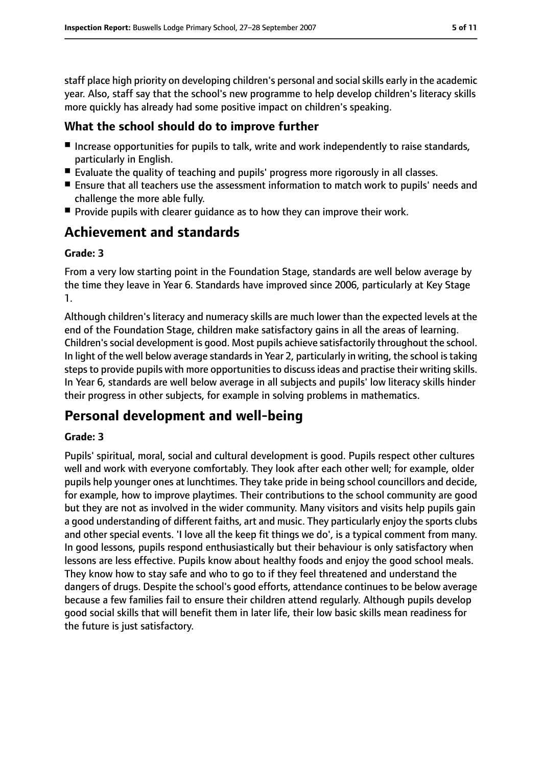staff place high priority on developing children's personal and social skills early in the academic year. Also, staff say that the school's new programme to help develop children's literacy skills more quickly has already had some positive impact on children's speaking.

## What the school should do to improve further

- Increase opportunities for pupils to talk, write and work independently to raise standards, particularly in English.
- Evaluate the quality of teaching and pupils' progress more rigorously in all classes.
- Ensure that all teachers use the assessment information to match work to pupils' needs and challenge the more able fully.
- Provide pupils with clearer guidance as to how they can improve their work.

# Achievement and standards

### Grade: 3

From a very low starting point in the Foundation Stage, standards are well below average by the time they leave in Year 6. Standards have improved since 2006, particularly at Key Stage 1.

Although children's literacy and numeracy skills are much lower than the expected levels at the end of the Foundation Stage, children make satisfactory gains in all the areas of learning. Children's social development is good. Most pupils achieve satisfactorily throughout the school. In light of the well below average standards in Year 2, particularly in writing, the school is taking steps to provide pupils with more opportunities to discuss ideas and practise their writing skills. In Year 6, standards are well below average in all subjects and pupils' low literacy skills hinder their progress in other subjects, for example in solving problems in mathematics.

# Personal development and well-being

### Grade: 3

Pupils' spiritual, moral, social and cultural development is good. Pupils respect other cultures well and work with everyone comfortably. They look after each other well; for example, older pupils help younger ones at lunchtimes. They take pride in being school councillors and decide, for example, how to improve playtimes. Their contributions to the school community are good but they are not as involved in the wider community. Many visitors and visits help pupils gain a good understanding of different faiths, art and music. They particularly enjoy the sports clubs and other special events. 'I love all the keep fit things we do', is a typical comment from many. In good lessons, pupils respond enthusiastically but their behaviour is only satisfactory when lessons are less effective. Pupils know about healthy foods and enjoy the good school meals. They know how to stay safe and who to go to if they feel threatened and understand the dangers of drugs. Despite the school's good efforts, attendance continues to be below average because a few families fail to ensure their children attend regularly. Although pupils develop good social skills that will benefit them in later life, their low basic skills mean readiness for the future is just satisfactory.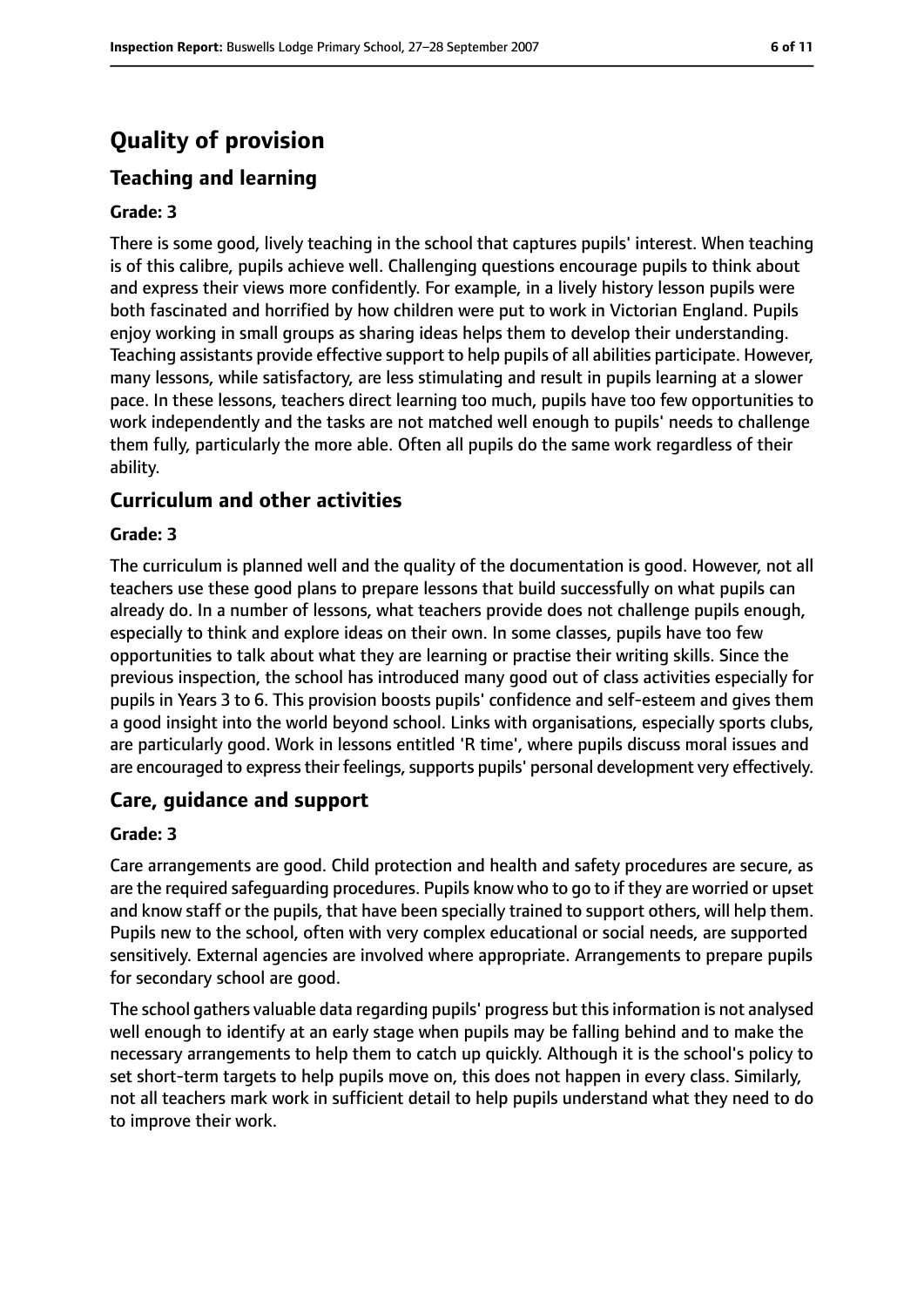# Quality of provision

## Teaching and learning

**Grade: 3**

There is some good, lively teaching in the school that captures pupils' interest. When teaching is of this calibre, pupils achieve well. Challenging questions encourage pupils to think about and express their views more confidently. For example, in a lively history lesson pupils were both fascinated and horrified by how children were put to work in Victorian England. Pupils enjoy working in small groups as sharing ideas helps them to develop their understanding. Teaching assistants provide effective support to help pupils of all abilities participate. However, many lessons, while satisfactory, are less stimulating and result in pupils learning at a slower pace. In these lessons, teachers direct learning too much, pupils have too few opportunities to work independently and the tasks are not matched well enough to pupils' needs to challenge them fully, particularly the more able. Often all pupils do the same work regardless of their ability.

## Curriculum and other activities

**Grade: 3**

The curriculum is planned well and the quality of the documentation is good. However, not all teachers use these good plans to prepare lessons that build successfully on what pupils can already do. In a number of lessons, what teachers provide does not challenge pupils enough, especially to think and explore ideas on their own. In some classes, pupils have too few opportunities to talk about what they are learning or practise their writing skills. Since the previous inspection, the school has introduced many good out of class activities especially for pupils in Years 3 to 6. This provision boosts pupils' confidence and self-esteem and gives them a good insight into the world beyond school. Links with organisations, especially sports clubs, are particularly good. Work in lessons entitled 'R time', where pupils discuss moral issues and are encouraged to express their feelings, supports pupils' personal development very effectively.

## Care, guidance and support

**Grade: 3**

Care arrangements are good. Child protection and health and safety procedures are secure, as are the required safeguarding procedures. Pupils know who to go to if they are worried or upset and know staff or the pupils, that have been specially trained to support others, will help them. Pupils new to the school, often with very complex educational or social needs, are supported sensitively. External agencies are involved where appropriate. Arrangements to prepare pupils for secondary school are good.

The school gathers valuable data regarding pupils' progress but this information is not analysed well enough to identify at an early stage when pupils may be falling behind and to make the necessary arrangements to help them to catch up quickly. Although it is the school's policy to set short-term targets to help pupils move on, this does not happen in every class. Similarly, not all teachers mark work in sufficient detail to help pupils understand what they need to do to improve their work.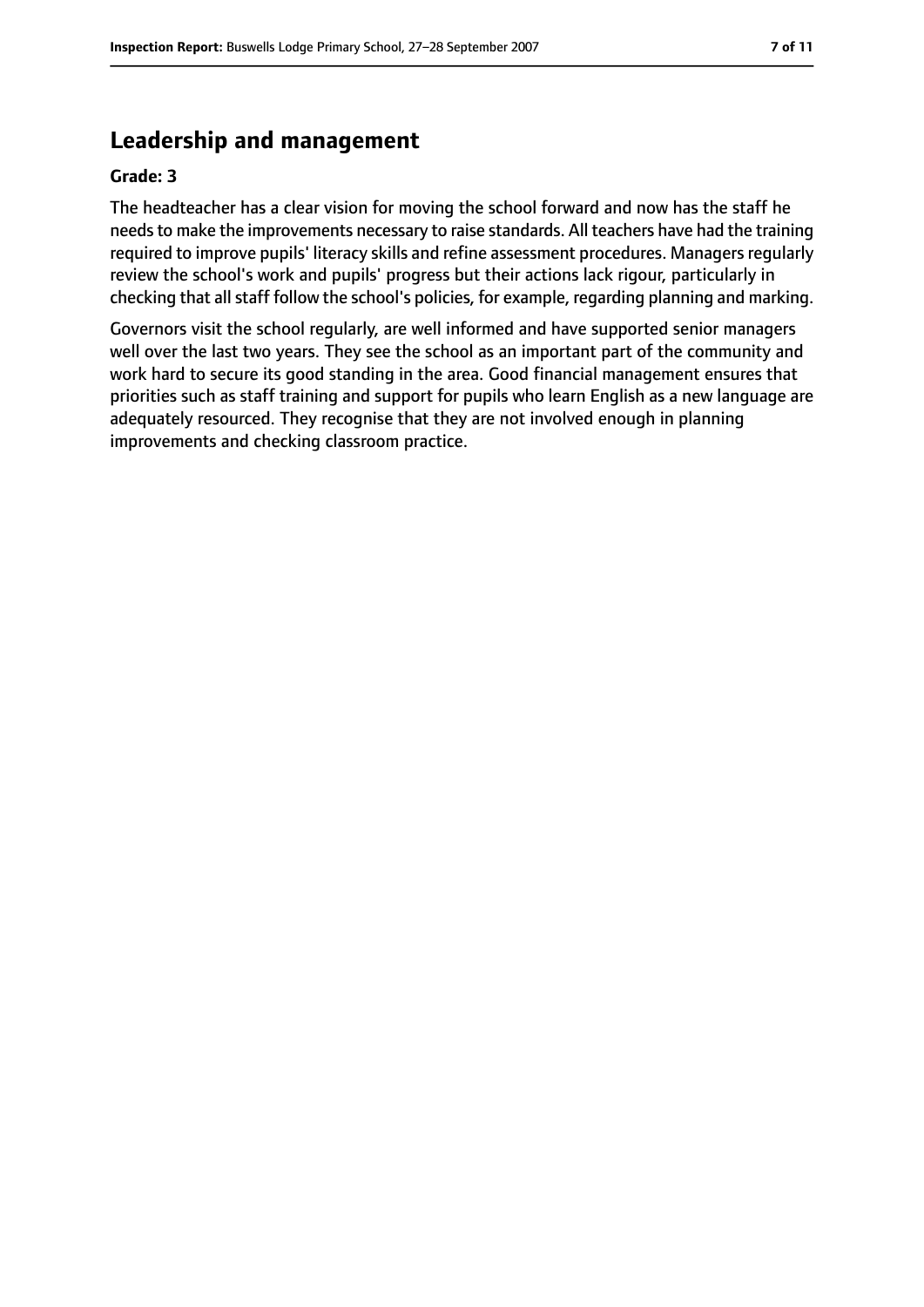## Leadership and management

**Grade: 3**

The headteacher has a clear vision for moving the school forward and now has the staff he needs to make the improvements necessary to raise standards. All teachers have had the training required to improve pupils' literacy skills and refine assessment procedures. Managers regularly review the school's work and pupils' progress but their actions lack rigour, particularly in checking that all staff follow the school's policies, for example, regarding planning and marking.

Governors visit the school regularly, are well informed and have supported senior managers well over the last two years. They see the school as an important part of the community and work hard to secure its good standing in the area. Good financial management ensures that priorities such as staff training and support for pupils who learn English as a new language are adequately resourced. They recognise that they are not involved enough in planning improvements and checking classroom practice.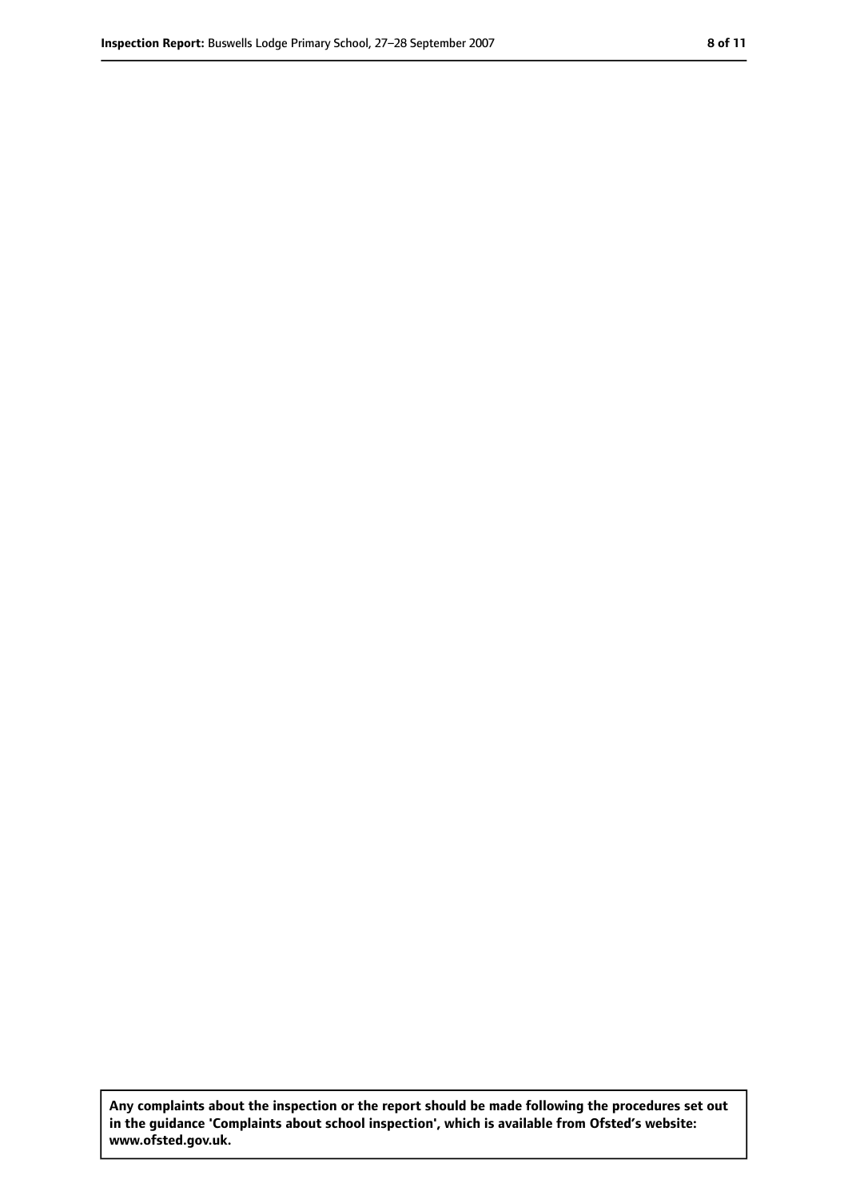**Any complaints about the inspection or the report should be made following the procedures set out in the guidance 'Complaints about school inspection', which is available from Ofsted's website: www.ofsted.gov.uk.**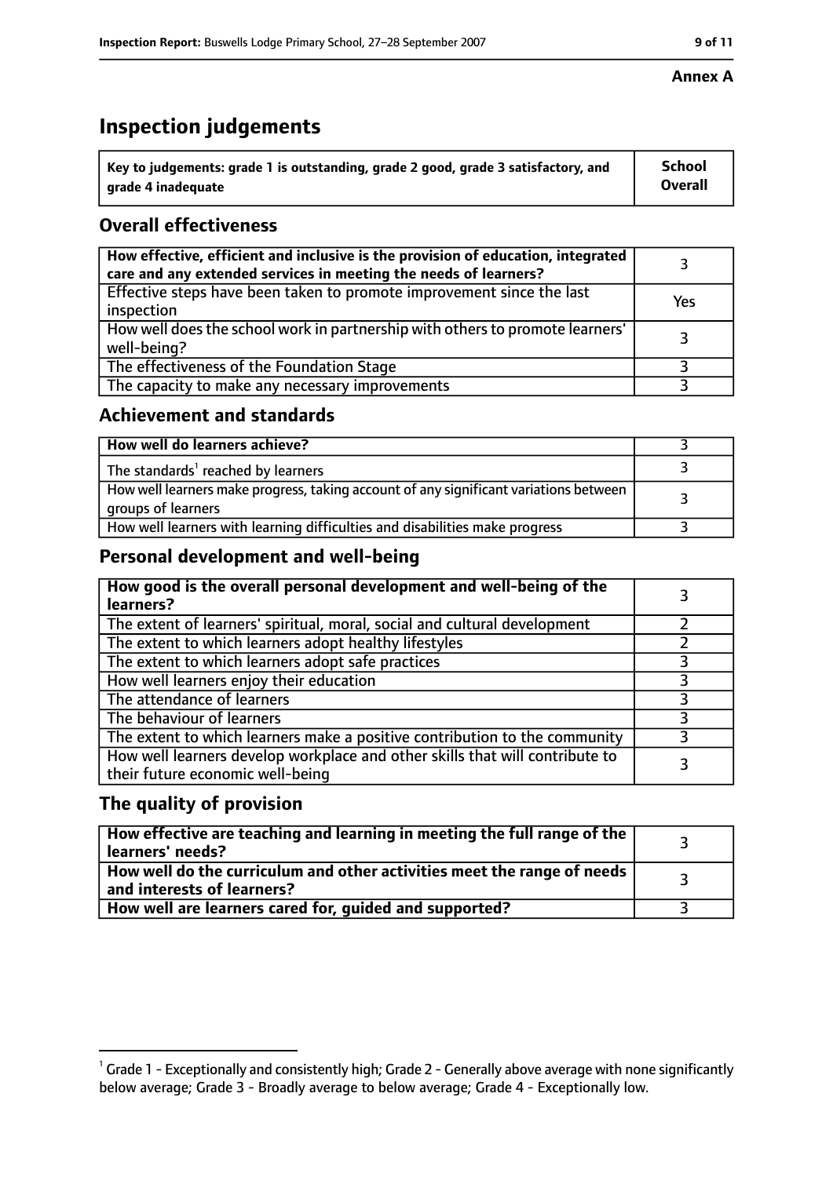**Annex A**

# Inspection judgements

| Key to judgements: grade 1 is outstanding, grade 2 good, grade 3 satisfactory, and grade 4 inadequate | School Overall |
|---|---|

## Overall effectiveness

| | |
|---|---|
| How effective, efficient and inclusive is the provision of education, integrated care and any extended services in meeting the needs of learners? | 3 |
| Effective steps have been taken to promote improvement since the last inspection | Yes |
| How well does the school work in partnership with others to promote learners' well-being? | 3 |
| The effectiveness of the Foundation Stage | 3 |
| The capacity to make any necessary improvements | 3 |

## Achievement and standards

| | |
|---|---|
| **How well do learners achieve?** | 3 |
| The standards[1] reached by learners | 3 |
| How well learners make progress, taking account of any significant variations between groups of learners | 3 |
| How well learners with learning difficulties and disabilities make progress | 3 |

## Personal development and well-being

| | |
|---|---|
| **How good is the overall personal development and well-being of the learners?** | 3 |
| The extent of learners' spiritual, moral, social and cultural development | 2 |
| The extent to which learners adopt healthy lifestyles | 2 |
| The extent to which learners adopt safe practices | 3 |
| How well learners enjoy their education | 3 |
| The attendance of learners | 3 |
| The behaviour of learners | 3 |
| The extent to which learners make a positive contribution to the community | 3 |
| How well learners develop workplace and other skills that will contribute to their future economic well-being | 3 |

## The quality of provision

| | |
|---|---|
| **How effective are teaching and learning in meeting the full range of the learners' needs?** | 3 |
| **How well do the curriculum and other activities meet the range of needs and interests of learners?** | 3 |
| **How well are learners cared for, guided and supported?** | 3 |

[1] Grade 1 - Exceptionally and consistently high; Grade 2 - Generally above average with none significantly below average; Grade 3 - Broadly average to below average; Grade 4 - Exceptionally low.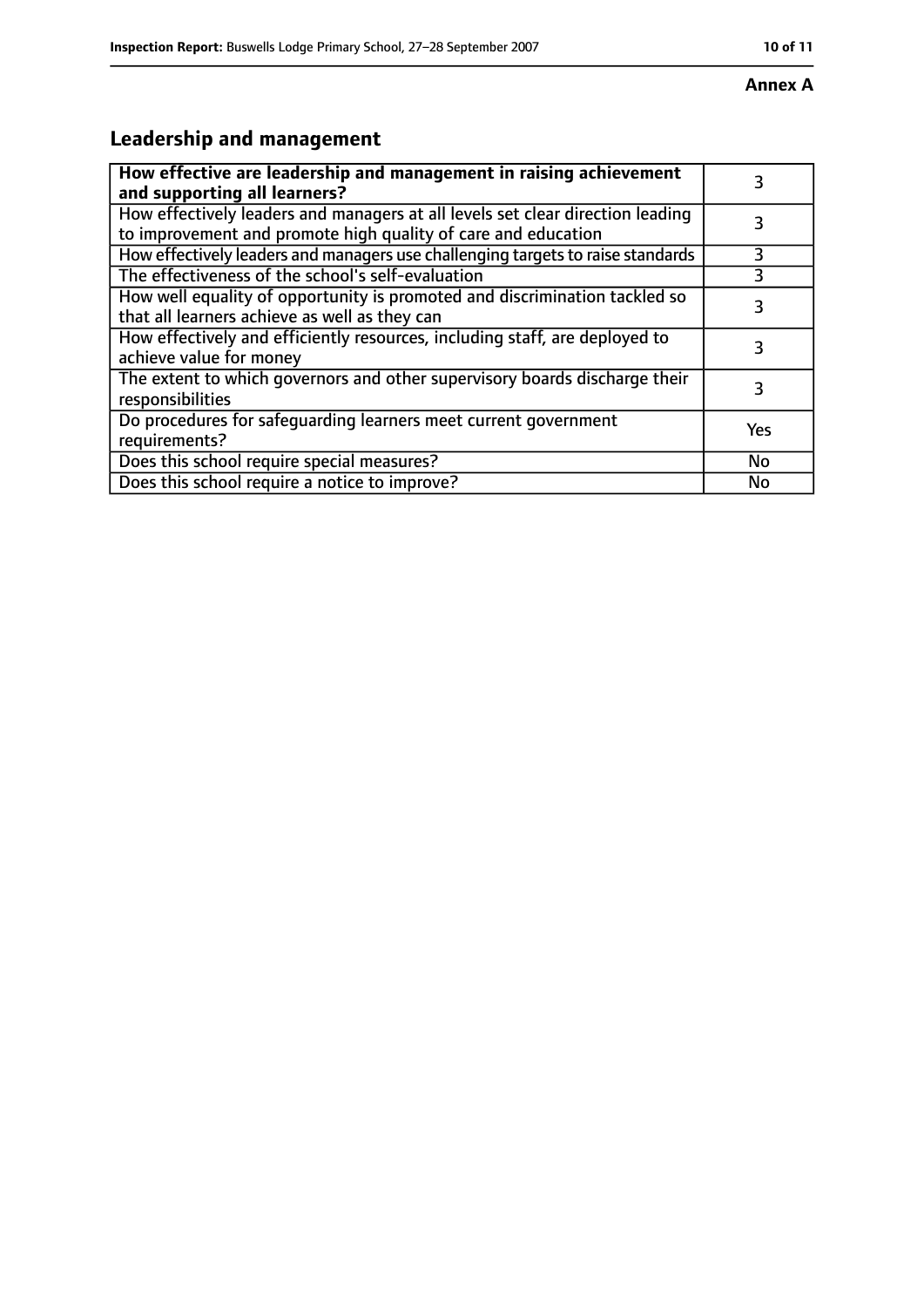**Annex A**

## Leadership and management

| | |
|---|---|
| **How effective are leadership and management in raising achievement and supporting all learners?** | 3 |
| How effectively leaders and managers at all levels set clear direction leading to improvement and promote high quality of care and education | 3 |
| How effectively leaders and managers use challenging targets to raise standards | 3 |
| The effectiveness of the school's self-evaluation | 3 |
| How well equality of opportunity is promoted and discrimination tackled so that all learners achieve as well as they can | 3 |
| How effectively and efficiently resources, including staff, are deployed to achieve value for money | 3 |
| The extent to which governors and other supervisory boards discharge their responsibilities | 3 |
| Do procedures for safeguarding learners meet current government requirements? | Yes |
| Does this school require special measures? | No |
| Does this school require a notice to improve? | No |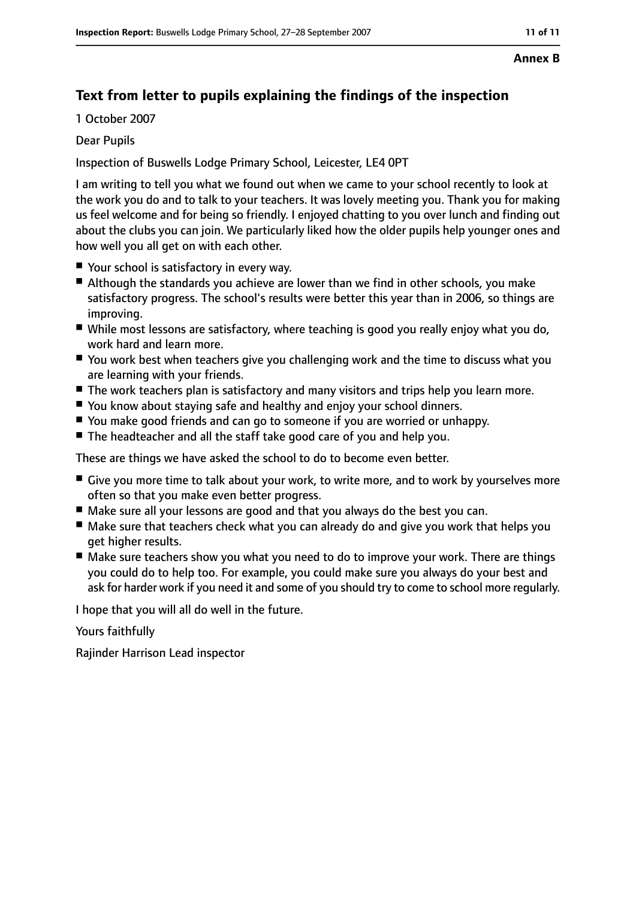**Annex B**

## Text from letter to pupils explaining the findings of the inspection

1 October 2007

Dear Pupils

Inspection of Buswells Lodge Primary School, Leicester, LE4 0PT

I am writing to tell you what we found out when we came to your school recently to look at the work you do and to talk to your teachers. It was lovely meeting you. Thank you for making us feel welcome and for being so friendly. I enjoyed chatting to you over lunch and finding out about the clubs you can join. We particularly liked how the older pupils help younger ones and how well you all get on with each other.

- Your school is satisfactory in every way.
- Although the standards you achieve are lower than we find in other schools, you make satisfactory progress. The school's results were better this year than in 2006, so things are improving.
- While most lessons are satisfactory, where teaching is good you really enjoy what you do, work hard and learn more.
- You work best when teachers give you challenging work and the time to discuss what you are learning with your friends.
- The work teachers plan is satisfactory and many visitors and trips help you learn more.
- You know about staying safe and healthy and enjoy your school dinners.
- You make good friends and can go to someone if you are worried or unhappy.
- The headteacher and all the staff take good care of you and help you.

These are things we have asked the school to do to become even better.

- Give you more time to talk about your work, to write more, and to work by yourselves more often so that you make even better progress.
- Make sure all your lessons are good and that you always do the best you can.
- Make sure that teachers check what you can already do and give you work that helps you get higher results.
- Make sure teachers show you what you need to do to improve your work. There are things you could do to help too. For example, you could make sure you always do your best and ask for harder work if you need it and some of you should try to come to school more regularly.

I hope that you will all do well in the future.

Yours faithfully

Rajinder Harrison Lead inspector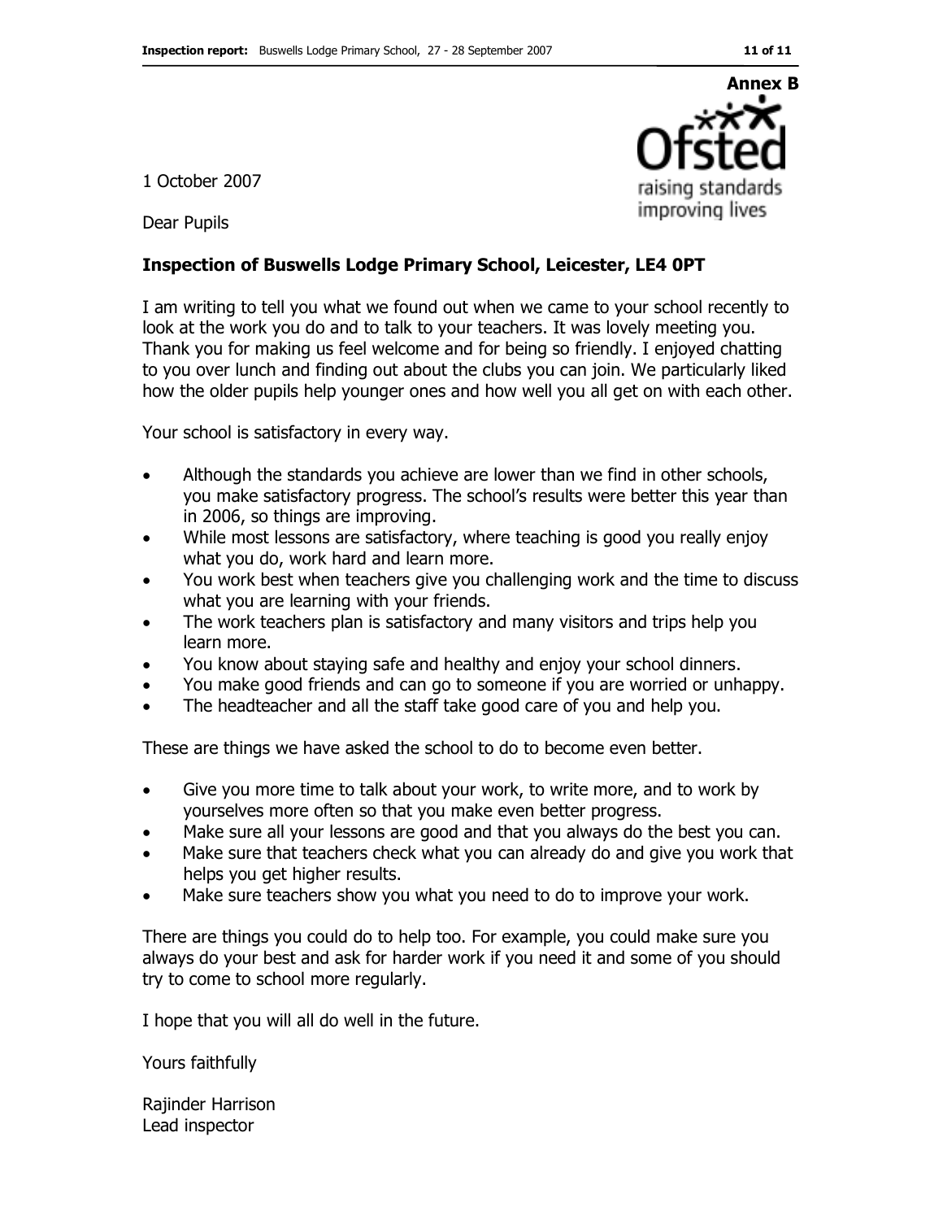Annex B

1 October 2007

Dear Pupils

**Inspection of Buswells Lodge Primary School, Leicester, LE4 0PT**

I am writing to tell you what we found out when we came to your school recently to look at the work you do and to talk to your teachers. It was lovely meeting you. Thank you for making us feel welcome and for being so friendly. I enjoyed chatting to you over lunch and finding out about the clubs you can join. We particularly liked how the older pupils help younger ones and how well you all get on with each other.

Your school is satisfactory in every way.

- Although the standards you achieve are lower than we find in other schools, you make satisfactory progress. The school's results were better this year than in 2006, so things are improving.
- While most lessons are satisfactory, where teaching is good you really enjoy what you do, work hard and learn more.
- You work best when teachers give you challenging work and the time to discuss what you are learning with your friends.
- The work teachers plan is satisfactory and many visitors and trips help you learn more.
- You know about staying safe and healthy and enjoy your school dinners.
- You make good friends and can go to someone if you are worried or unhappy.
- The headteacher and all the staff take good care of you and help you.

These are things we have asked the school to do to become even better.

- Give you more time to talk about your work, to write more, and to work by yourselves more often so that you make even better progress.
- Make sure all your lessons are good and that you always do the best you can.
- Make sure that teachers check what you can already do and give you work that helps you get higher results.
- Make sure teachers show you what you need to do to improve your work.

There are things you could do to help too. For example, you could make sure you always do your best and ask for harder work if you need it and some of you should try to come to school more regularly.

I hope that you will all do well in the future.

Yours faithfully

Rajinder Harrison
Lead inspector